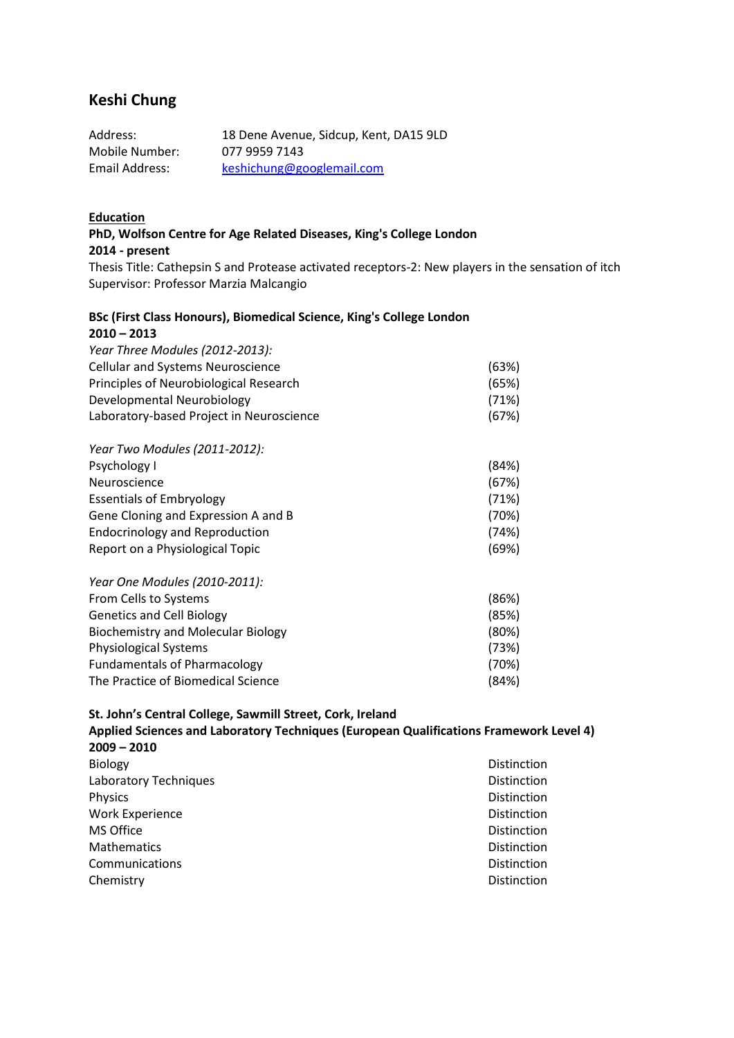# Keshi Chung

| | |
|---|---|
| Address: | 18 Dene Avenue, Sidcup, Kent, DA15 9LD |
| Mobile Number: | 077 9959 7143 |
| Email Address: | keshichung@googlemail.com |

## Education

**PhD, Wolfson Centre for Age Related Diseases, King's College London**
**2014 - present**
Thesis Title: Cathepsin S and Protease activated receptors-2: New players in the sensation of itch
Supervisor: Professor Marzia Malcangio

**BSc (First Class Honours), Biomedical Science, King's College London**
**2010 – 2013**

*Year Three Modules (2012-2013):*

| | |
|---|---|
| Cellular and Systems Neuroscience | (63%) |
| Principles of Neurobiological Research | (65%) |
| Developmental Neurobiology | (71%) |
| Laboratory-based Project in Neuroscience | (67%) |

*Year Two Modules (2011-2012):*

| | |
|---|---|
| Psychology I | (84%) |
| Neuroscience | (67%) |
| Essentials of Embryology | (71%) |
| Gene Cloning and Expression A and B | (70%) |
| Endocrinology and Reproduction | (74%) |
| Report on a Physiological Topic | (69%) |

*Year One Modules (2010-2011):*

| | |
|---|---|
| From Cells to Systems | (86%) |
| Genetics and Cell Biology | (85%) |
| Biochemistry and Molecular Biology | (80%) |
| Physiological Systems | (73%) |
| Fundamentals of Pharmacology | (70%) |
| The Practice of Biomedical Science | (84%) |

**St. John's Central College, Sawmill Street, Cork, Ireland**
**Applied Sciences and Laboratory Techniques (European Qualifications Framework Level 4)**
**2009 – 2010**

| | |
|---|---|
| Biology | Distinction |
| Laboratory Techniques | Distinction |
| Physics | Distinction |
| Work Experience | Distinction |
| MS Office | Distinction |
| Mathematics | Distinction |
| Communications | Distinction |
| Chemistry | Distinction |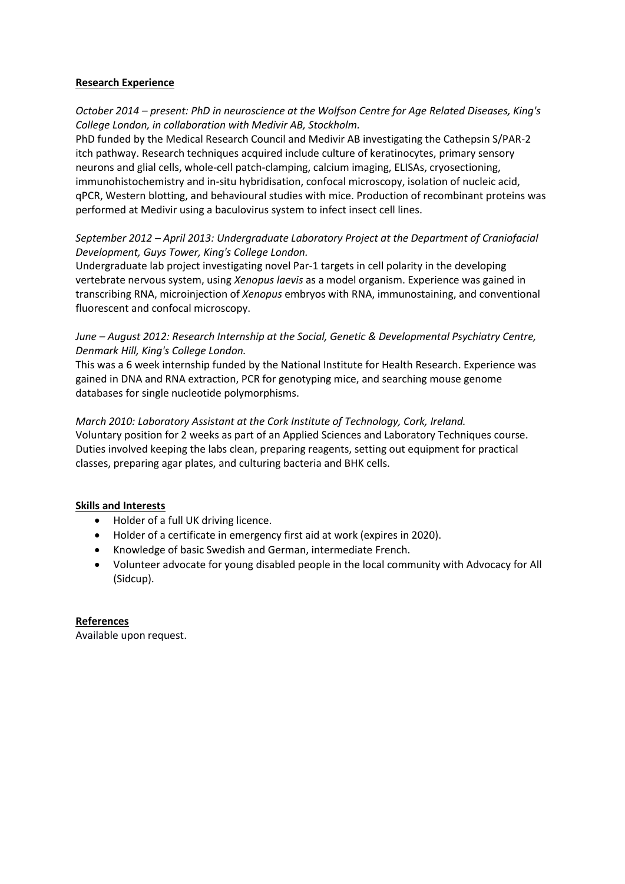## Research Experience

*October 2014 – present: PhD in neuroscience at the Wolfson Centre for Age Related Diseases, King's College London, in collaboration with Medivir AB, Stockholm.*

PhD funded by the Medical Research Council and Medivir AB investigating the Cathepsin S/PAR-2 itch pathway. Research techniques acquired include culture of keratinocytes, primary sensory neurons and glial cells, whole-cell patch-clamping, calcium imaging, ELISAs, cryosectioning, immunohistochemistry and in-situ hybridisation, confocal microscopy, isolation of nucleic acid, qPCR, Western blotting, and behavioural studies with mice. Production of recombinant proteins was performed at Medivir using a baculovirus system to infect insect cell lines.

*September 2012 – April 2013: Undergraduate Laboratory Project at the Department of Craniofacial Development, Guys Tower, King's College London.*

Undergraduate lab project investigating novel Par-1 targets in cell polarity in the developing vertebrate nervous system, using *Xenopus laevis* as a model organism. Experience was gained in transcribing RNA, microinjection of *Xenopus* embryos with RNA, immunostaining, and conventional fluorescent and confocal microscopy.

*June – August 2012: Research Internship at the Social, Genetic & Developmental Psychiatry Centre, Denmark Hill, King's College London.*

This was a 6 week internship funded by the National Institute for Health Research. Experience was gained in DNA and RNA extraction, PCR for genotyping mice, and searching mouse genome databases for single nucleotide polymorphisms.

*March 2010: Laboratory Assistant at the Cork Institute of Technology, Cork, Ireland.*

Voluntary position for 2 weeks as part of an Applied Sciences and Laboratory Techniques course. Duties involved keeping the labs clean, preparing reagents, setting out equipment for practical classes, preparing agar plates, and culturing bacteria and BHK cells.

## Skills and Interests

- Holder of a full UK driving licence.
- Holder of a certificate in emergency first aid at work (expires in 2020).
- Knowledge of basic Swedish and German, intermediate French.
- Volunteer advocate for young disabled people in the local community with Advocacy for All (Sidcup).

## References

Available upon request.